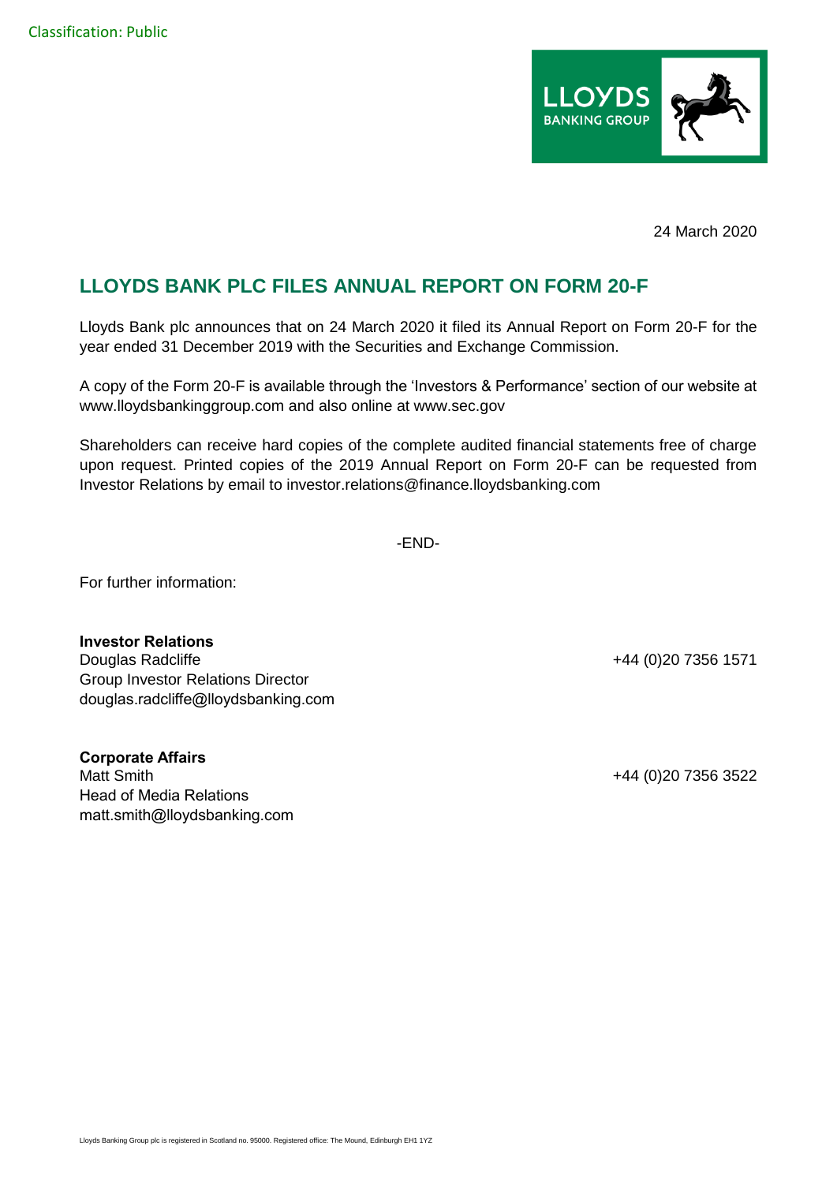Classification: Public

24 March 2020

## LLOYDS BANK PLC FILES ANNUAL REPORT ON FORM 20-F

Lloyds Bank plc announces that on 24 March 2020 it filed its Annual Report on Form 20-F for the year ended 31 December 2019 with the Securities and Exchange Commission.

A copy of the Form 20-F is available through the 'Investors & Performance' section of our website at www.lloydsbankinggroup.com and also online at www.sec.gov

Shareholders can receive hard copies of the complete audited financial statements free of charge upon request. Printed copies of the 2019 Annual Report on Form 20-F can be requested from Investor Relations by email to investor.relations@finance.lloydsbanking.com

-END-

For further information:

**Investor Relations**
Douglas Radcliffe +44 (0)20 7356 1571
Group Investor Relations Director
douglas.radcliffe@lloydsbanking.com

**Corporate Affairs**
Matt Smith +44 (0)20 7356 3522
Head of Media Relations
matt.smith@lloydsbanking.com

Lloyds Banking Group plc is registered in Scotland no. 95000. Registered office: The Mound, Edinburgh EH1 1YZ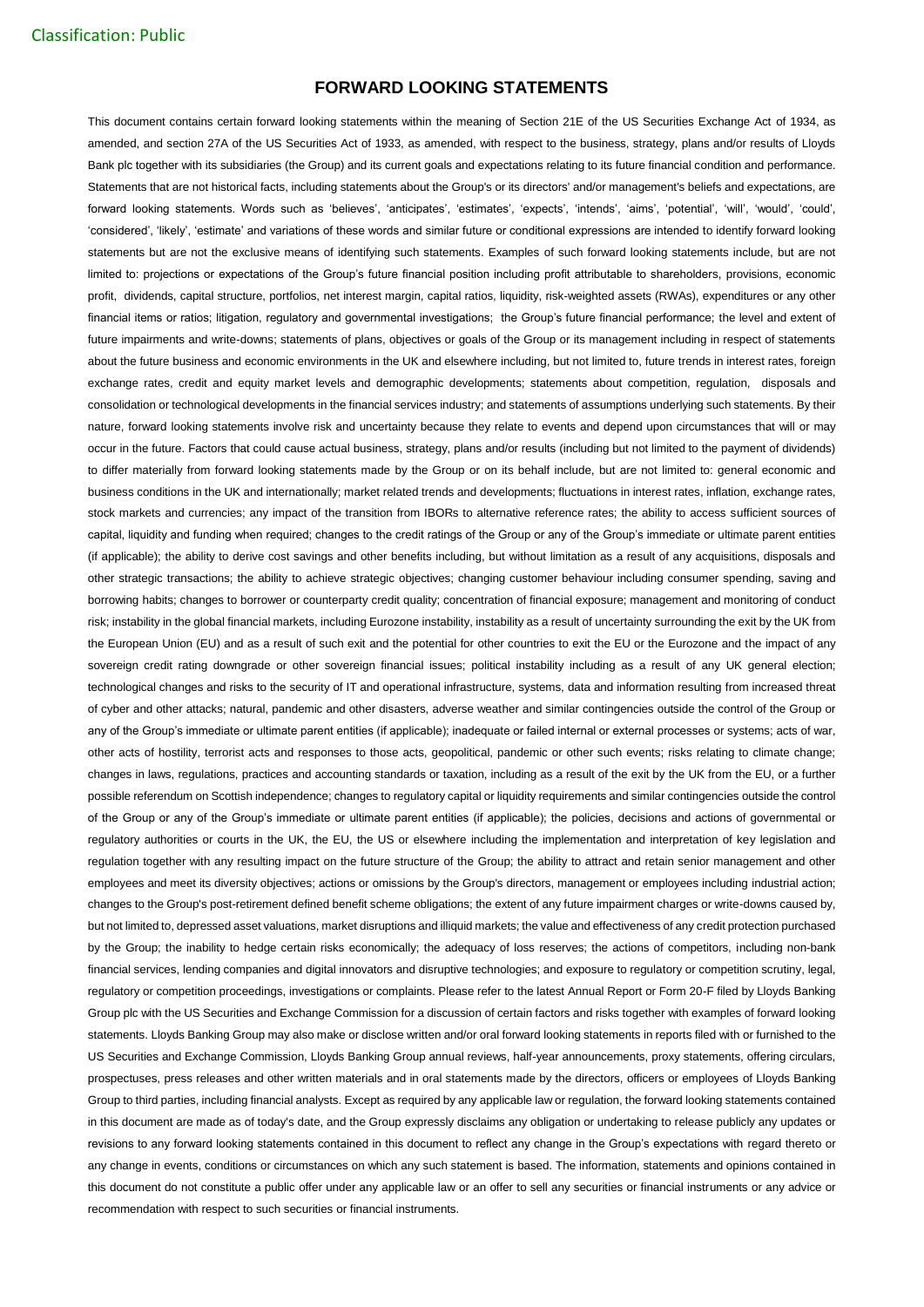Classification: Public

## FORWARD LOOKING STATEMENTS

This document contains certain forward looking statements within the meaning of Section 21E of the US Securities Exchange Act of 1934, as amended, and section 27A of the US Securities Act of 1933, as amended, with respect to the business, strategy, plans and/or results of Lloyds Bank plc together with its subsidiaries (the Group) and its current goals and expectations relating to its future financial condition and performance. Statements that are not historical facts, including statements about the Group's or its directors' and/or management's beliefs and expectations, are forward looking statements. Words such as 'believes', 'anticipates', 'estimates', 'expects', 'intends', 'aims', 'potential', 'will', 'would', 'could', 'considered', 'likely', 'estimate' and variations of these words and similar future or conditional expressions are intended to identify forward looking statements but are not the exclusive means of identifying such statements. Examples of such forward looking statements include, but are not limited to: projections or expectations of the Group's future financial position including profit attributable to shareholders, provisions, economic profit, dividends, capital structure, portfolios, net interest margin, capital ratios, liquidity, risk-weighted assets (RWAs), expenditures or any other financial items or ratios; litigation, regulatory and governmental investigations; the Group's future financial performance; the level and extent of future impairments and write-downs; statements of plans, objectives or goals of the Group or its management including in respect of statements about the future business and economic environments in the UK and elsewhere including, but not limited to, future trends in interest rates, foreign exchange rates, credit and equity market levels and demographic developments; statements about competition, regulation, disposals and consolidation or technological developments in the financial services industry; and statements of assumptions underlying such statements. By their nature, forward looking statements involve risk and uncertainty because they relate to events and depend upon circumstances that will or may occur in the future. Factors that could cause actual business, strategy, plans and/or results (including but not limited to the payment of dividends) to differ materially from forward looking statements made by the Group or on its behalf include, but are not limited to: general economic and business conditions in the UK and internationally; market related trends and developments; fluctuations in interest rates, inflation, exchange rates, stock markets and currencies; any impact of the transition from IBORs to alternative reference rates; the ability to access sufficient sources of capital, liquidity and funding when required; changes to the credit ratings of the Group or any of the Group's immediate or ultimate parent entities (if applicable); the ability to derive cost savings and other benefits including, but without limitation as a result of any acquisitions, disposals and other strategic transactions; the ability to achieve strategic objectives; changing customer behaviour including consumer spending, saving and borrowing habits; changes to borrower or counterparty credit quality; concentration of financial exposure; management and monitoring of conduct risk; instability in the global financial markets, including Eurozone instability, instability as a result of uncertainty surrounding the exit by the UK from the European Union (EU) and as a result of such exit and the potential for other countries to exit the EU or the Eurozone and the impact of any sovereign credit rating downgrade or other sovereign financial issues; political instability including as a result of any UK general election; technological changes and risks to the security of IT and operational infrastructure, systems, data and information resulting from increased threat of cyber and other attacks; natural, pandemic and other disasters, adverse weather and similar contingencies outside the control of the Group or any of the Group's immediate or ultimate parent entities (if applicable); inadequate or failed internal or external processes or systems; acts of war, other acts of hostility, terrorist acts and responses to those acts, geopolitical, pandemic or other such events; risks relating to climate change; changes in laws, regulations, practices and accounting standards or taxation, including as a result of the exit by the UK from the EU, or a further possible referendum on Scottish independence; changes to regulatory capital or liquidity requirements and similar contingencies outside the control of the Group or any of the Group's immediate or ultimate parent entities (if applicable); the policies, decisions and actions of governmental or regulatory authorities or courts in the UK, the EU, the US or elsewhere including the implementation and interpretation of key legislation and regulation together with any resulting impact on the future structure of the Group; the ability to attract and retain senior management and other employees and meet its diversity objectives; actions or omissions by the Group's directors, management or employees including industrial action; changes to the Group's post-retirement defined benefit scheme obligations; the extent of any future impairment charges or write-downs caused by, but not limited to, depressed asset valuations, market disruptions and illiquid markets; the value and effectiveness of any credit protection purchased by the Group; the inability to hedge certain risks economically; the adequacy of loss reserves; the actions of competitors, including non-bank financial services, lending companies and digital innovators and disruptive technologies; and exposure to regulatory or competition scrutiny, legal, regulatory or competition proceedings, investigations or complaints. Please refer to the latest Annual Report or Form 20-F filed by Lloyds Banking Group plc with the US Securities and Exchange Commission for a discussion of certain factors and risks together with examples of forward looking statements. Lloyds Banking Group may also make or disclose written and/or oral forward looking statements in reports filed with or furnished to the US Securities and Exchange Commission, Lloyds Banking Group annual reviews, half-year announcements, proxy statements, offering circulars, prospectuses, press releases and other written materials and in oral statements made by the directors, officers or employees of Lloyds Banking Group to third parties, including financial analysts. Except as required by any applicable law or regulation, the forward looking statements contained in this document are made as of today's date, and the Group expressly disclaims any obligation or undertaking to release publicly any updates or revisions to any forward looking statements contained in this document to reflect any change in the Group's expectations with regard thereto or any change in events, conditions or circumstances on which any such statement is based. The information, statements and opinions contained in this document do not constitute a public offer under any applicable law or an offer to sell any securities or financial instruments or any advice or recommendation with respect to such securities or financial instruments.